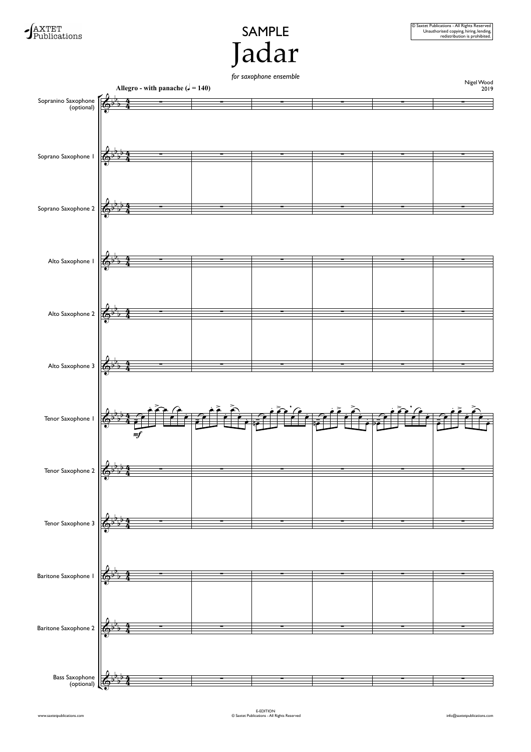SAXTET Publications

© Saxtet Publications - All Rights Reserved
Unauthorised copying, hiring, lending, redistribution is prohibited.

SAMPLE

# Jadar

*for saxophone ensemble*

Nigel Wood
2019

**Allegro - with panache (♩ = 140)**

Sopranino Saxophone (optional)

Soprano Saxophone 1

Soprano Saxophone 2

Alto Saxophone 1

Alto Saxophone 2

Alto Saxophone 3

Tenor Saxophone 1

*mf*

Tenor Saxophone 2

Tenor Saxophone 3

Baritone Saxophone 1

Baritone Saxophone 2

Bass Saxophone (optional)

www.saxtetpublications.com

E-EDITION
© Saxtet Publications - All Rights Reserved

info@saxtetpublications.com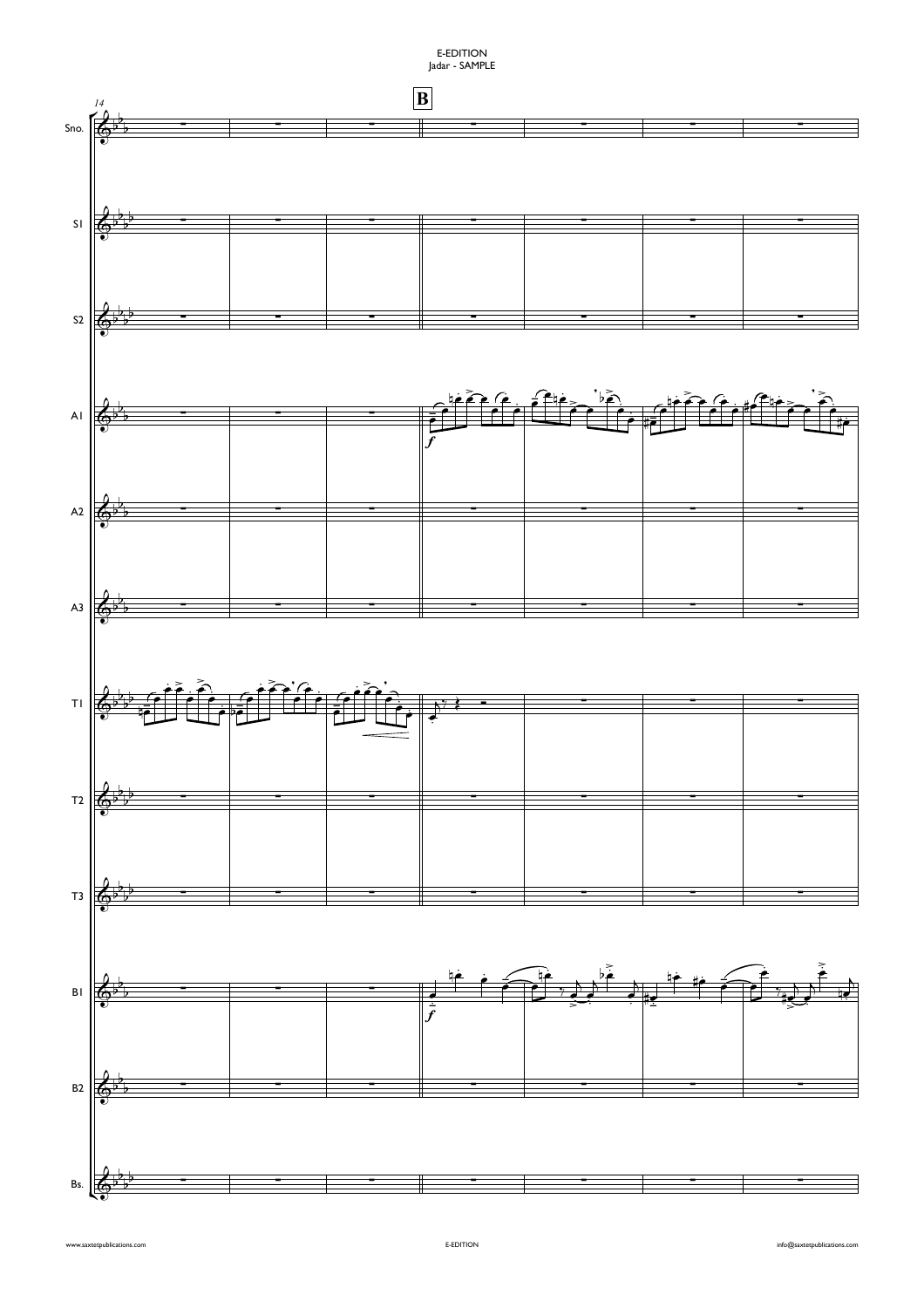E-EDITION
Jadar - SAMPLE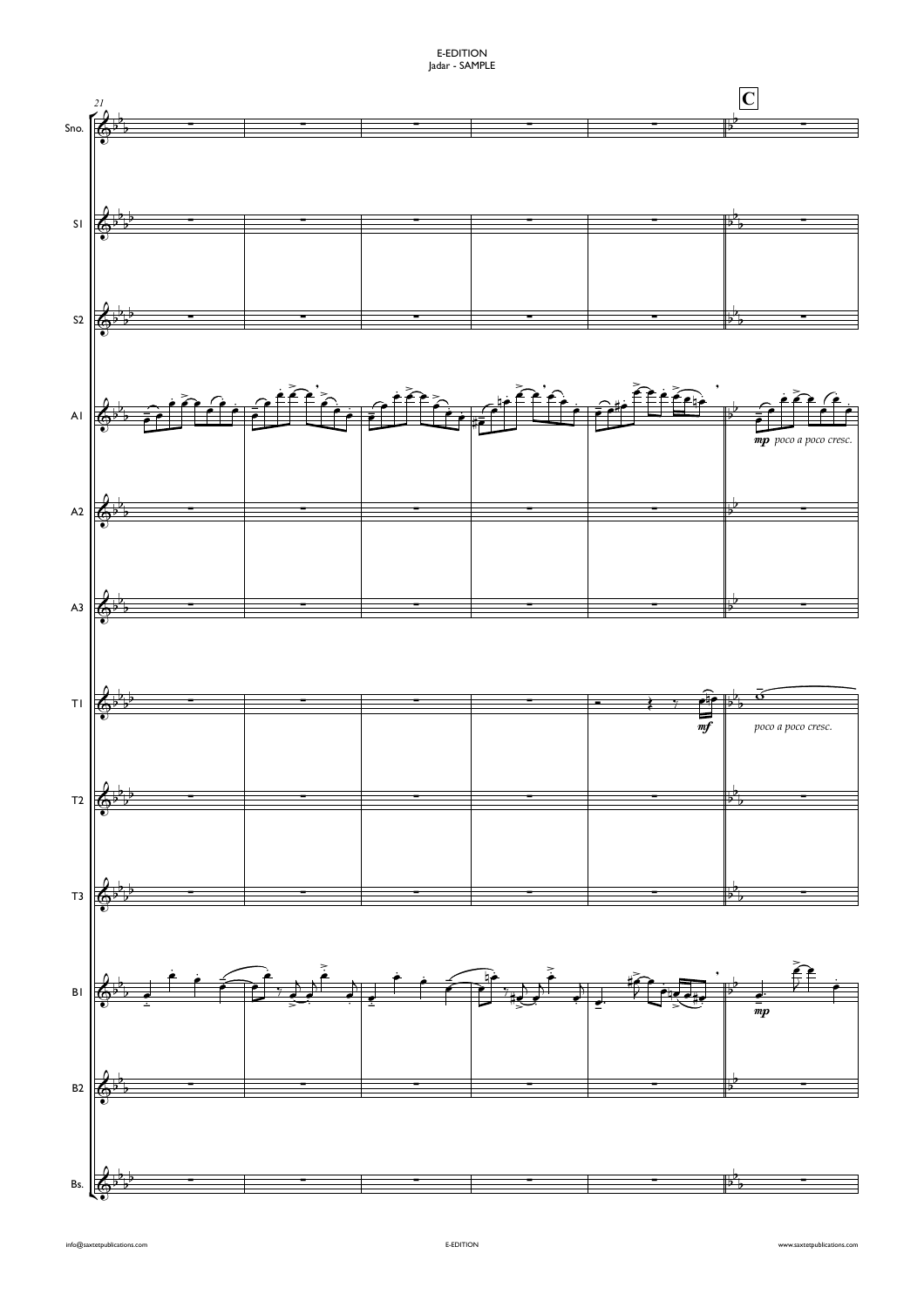E-EDITION
Jadar - SAMPLE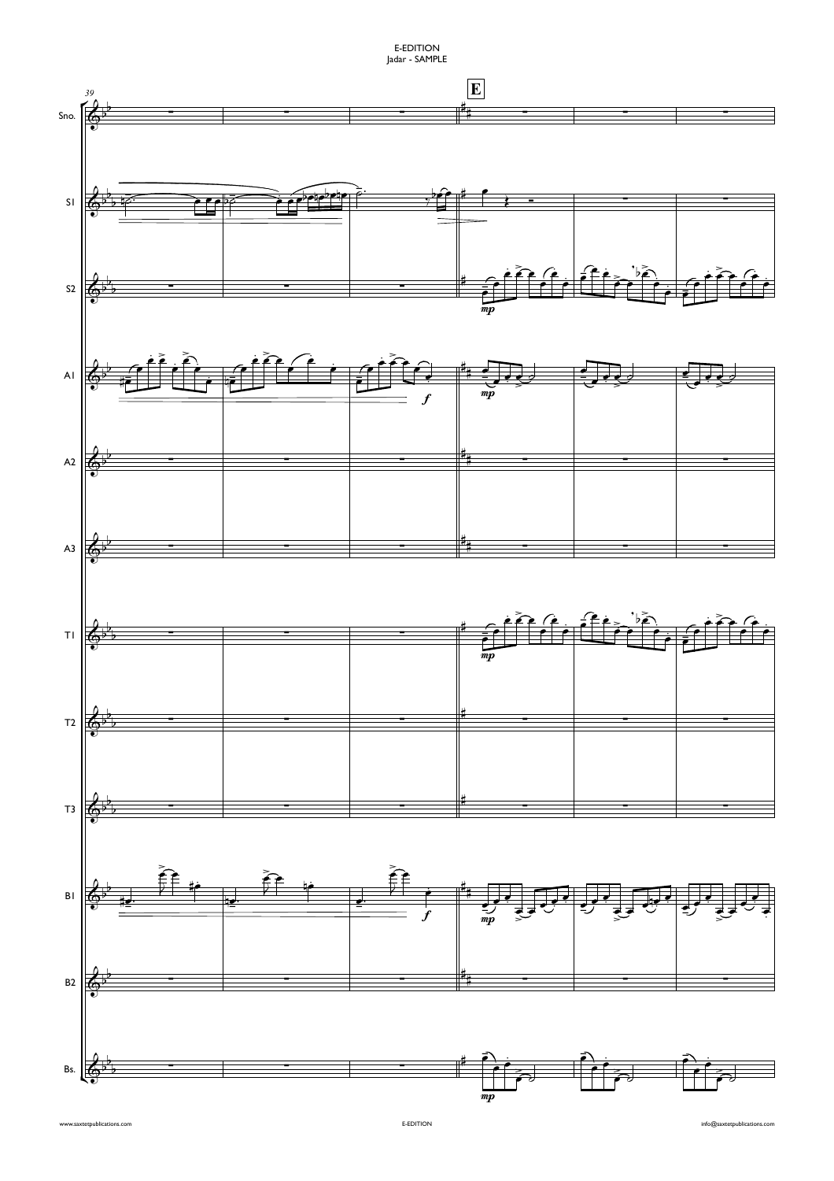E-EDITION
Jadar - SAMPLE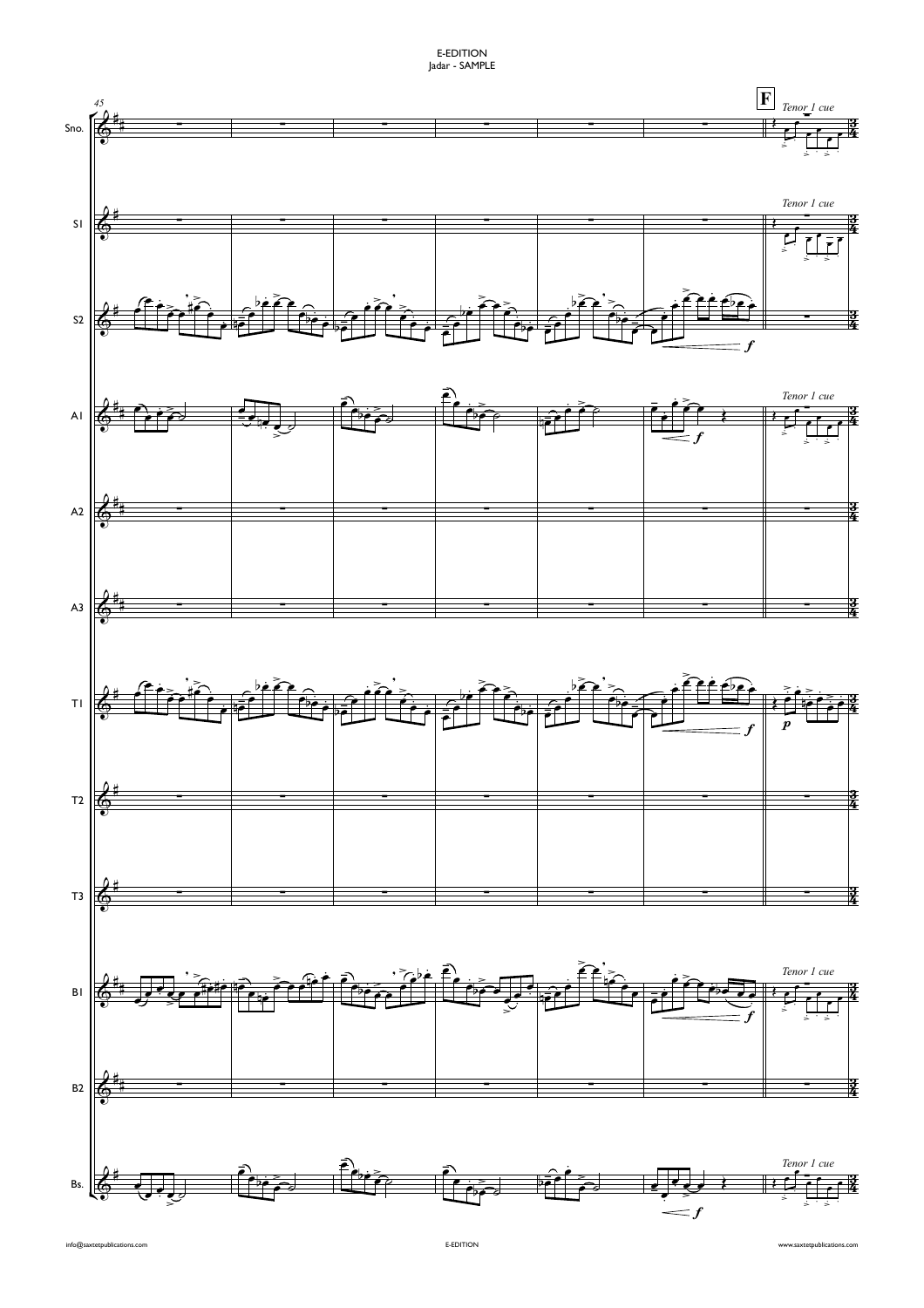E-EDITION
Jadar - SAMPLE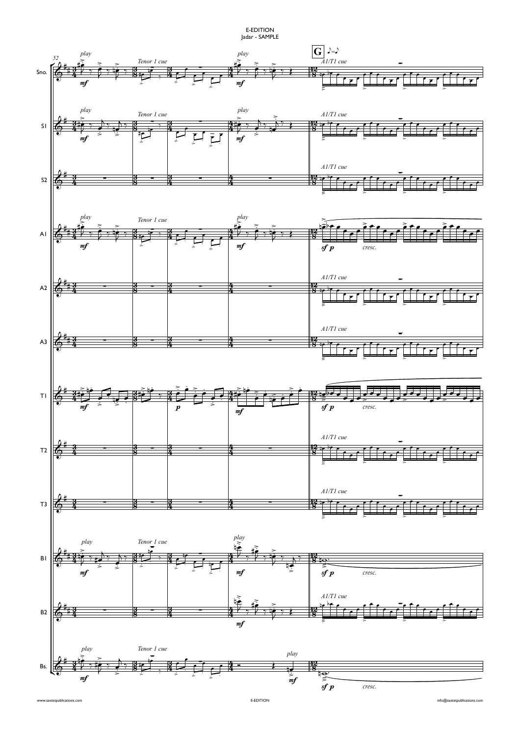E-EDITION
Jadar - SAMPLE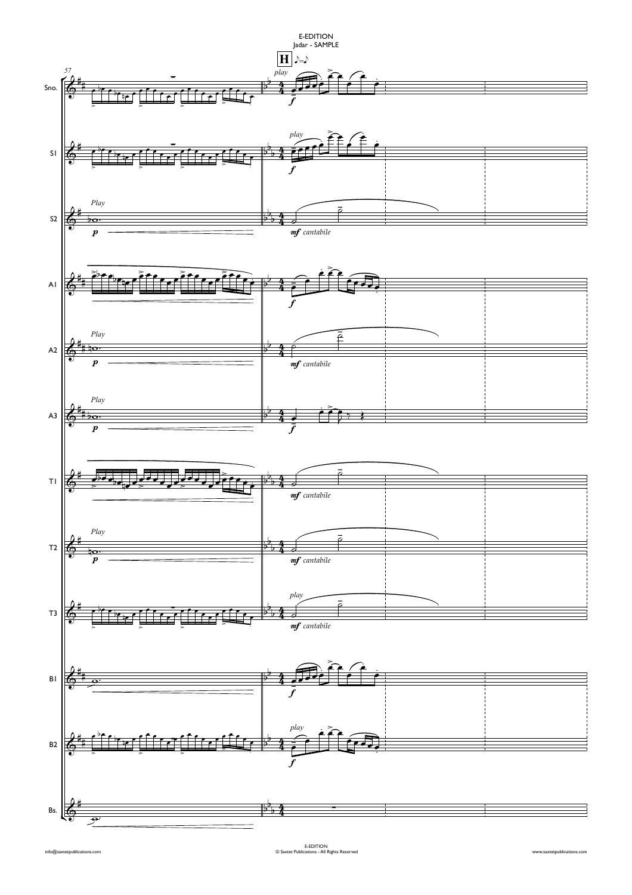E-EDITION
Jadar - SAMPLE